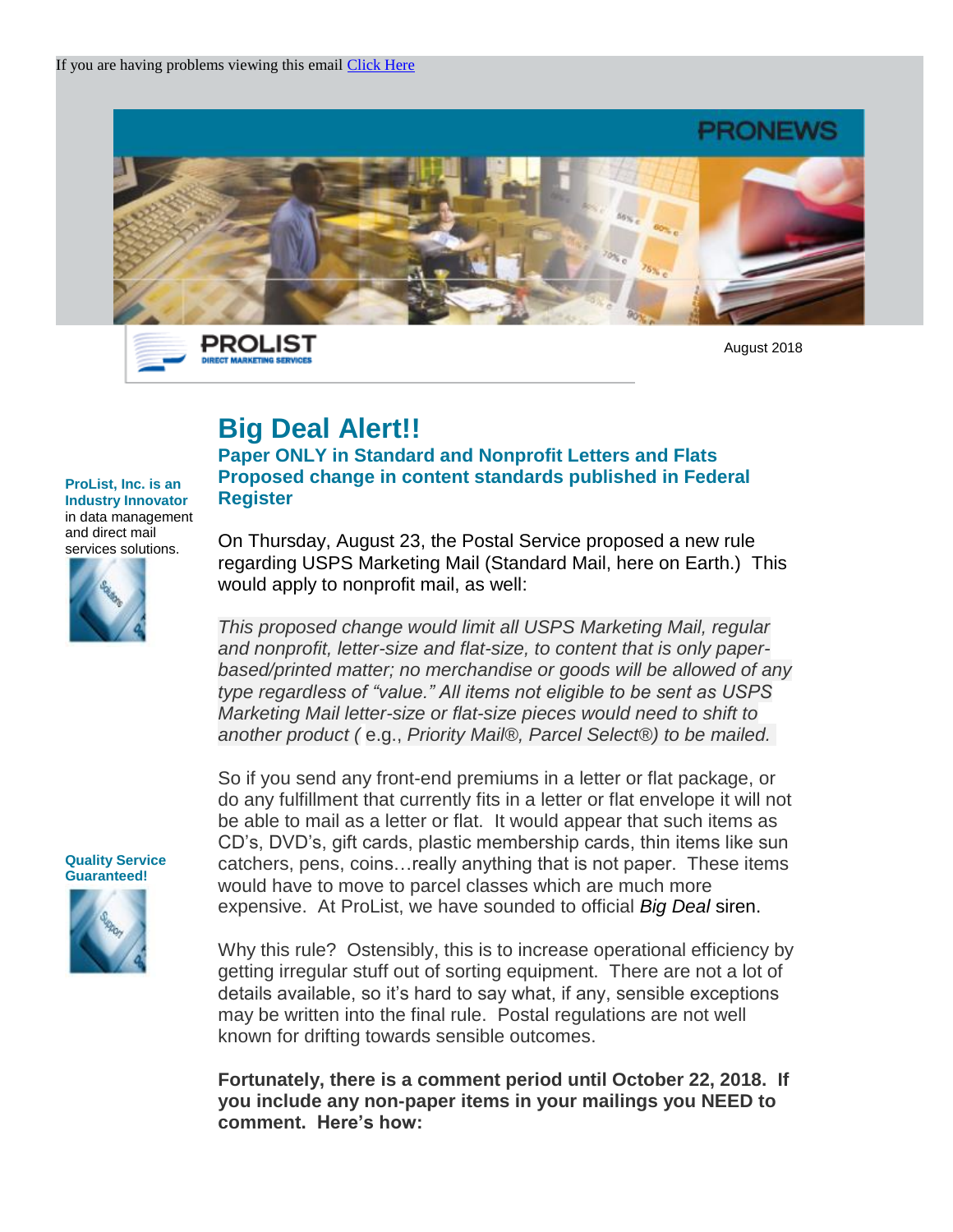If you are having problems viewing this email [Click Here]

PRONEWS

PROLIST
DIRECT MARKETING SERVICES

August 2018

**ProList, Inc. is an Industry Innovator** in data management and direct mail services solutions.

**Quality Service Guaranteed!**

# Big Deal Alert!!

## Paper ONLY in Standard and Nonprofit Letters and Flats
## Proposed change in content standards published in Federal Register

On Thursday, August 23, the Postal Service proposed a new rule regarding USPS Marketing Mail (Standard Mail, here on Earth.) This would apply to nonprofit mail, as well:

*This proposed change would limit all USPS Marketing Mail, regular and nonprofit, letter-size and flat-size, to content that is only paper-based/printed matter; no merchandise or goods will be allowed of any type regardless of "value." All items not eligible to be sent as USPS Marketing Mail letter-size or flat-size pieces would need to shift to another product (* e.g., *Priority Mail®, Parcel Select®) to be mailed.*

So if you send any front-end premiums in a letter or flat package, or do any fulfillment that currently fits in a letter or flat envelope it will not be able to mail as a letter or flat. It would appear that such items as CD's, DVD's, gift cards, plastic membership cards, thin items like sun catchers, pens, coins…really anything that is not paper. These items would have to move to parcel classes which are much more expensive. At ProList, we have sounded to official *Big Deal* siren.

Why this rule? Ostensibly, this is to increase operational efficiency by getting irregular stuff out of sorting equipment. There are not a lot of details available, so it's hard to say what, if any, sensible exceptions may be written into the final rule. Postal regulations are not well known for drifting towards sensible outcomes.

**Fortunately, there is a comment period until October 22, 2018. If you include any non-paper items in your mailings you NEED to comment. Here's how:**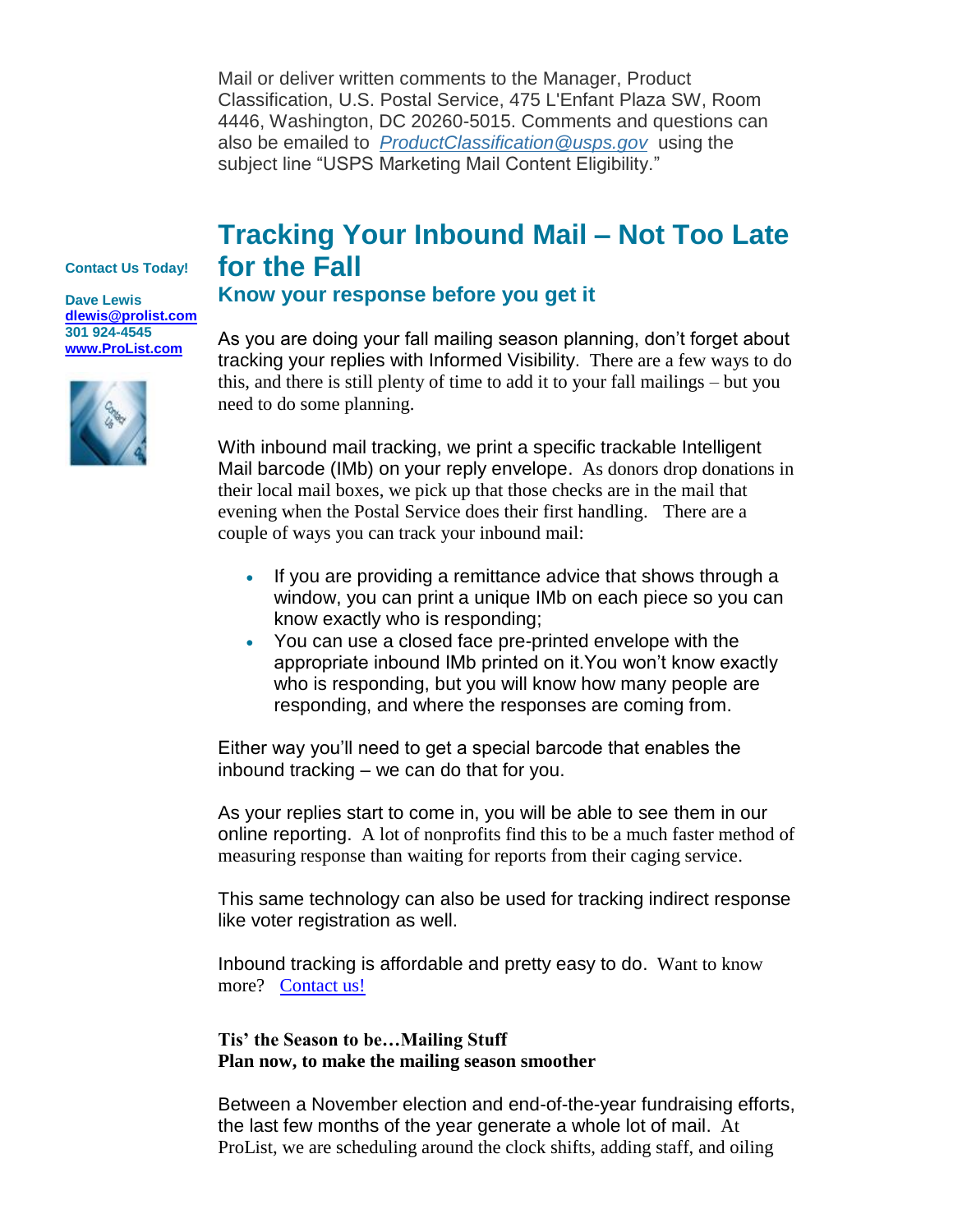Mail or deliver written comments to the Manager, Product Classification, U.S. Postal Service, 475 L'Enfant Plaza SW, Room 4446, Washington, DC 20260-5015. Comments and questions can also be emailed to *ProductClassification@usps.gov* using the subject line "USPS Marketing Mail Content Eligibility."

**Contact Us Today!**

**Dave Lewis**
**dlewis@prolist.com**
**301 924-4545**
**www.ProList.com**

## Tracking Your Inbound Mail – Not Too Late for the Fall

### Know your response before you get it

As you are doing your fall mailing season planning, don't forget about tracking your replies with Informed Visibility. There are a few ways to do this, and there is still plenty of time to add it to your fall mailings – but you need to do some planning.

With inbound mail tracking, we print a specific trackable Intelligent Mail barcode (IMb) on your reply envelope. As donors drop donations in their local mail boxes, we pick up that those checks are in the mail that evening when the Postal Service does their first handling. There are a couple of ways you can track your inbound mail:

- If you are providing a remittance advice that shows through a window, you can print a unique IMb on each piece so you can know exactly who is responding;
- You can use a closed face pre-printed envelope with the appropriate inbound IMb printed on it.You won't know exactly who is responding, but you will know how many people are responding, and where the responses are coming from.

Either way you'll need to get a special barcode that enables the inbound tracking – we can do that for you.

As your replies start to come in, you will be able to see them in our online reporting. A lot of nonprofits find this to be a much faster method of measuring response than waiting for reports from their caging service.

This same technology can also be used for tracking indirect response like voter registration as well.

Inbound tracking is affordable and pretty easy to do. Want to know more? Contact us!

**Tis' the Season to be…Mailing Stuff**
**Plan now, to make the mailing season smoother**

Between a November election and end-of-the-year fundraising efforts, the last few months of the year generate a whole lot of mail. At ProList, we are scheduling around the clock shifts, adding staff, and oiling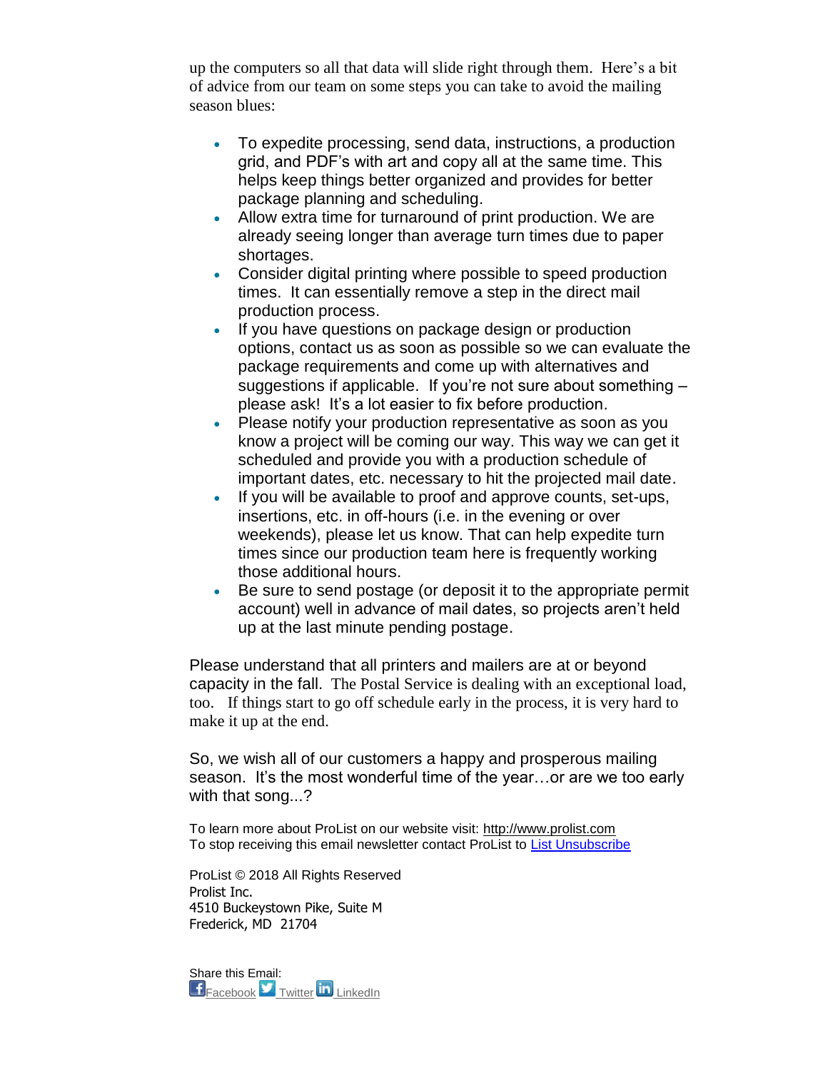up the computers so all that data will slide right through them. Here's a bit of advice from our team on some steps you can take to avoid the mailing season blues:

- To expedite processing, send data, instructions, a production grid, and PDF's with art and copy all at the same time. This helps keep things better organized and provides for better package planning and scheduling.
- Allow extra time for turnaround of print production. We are already seeing longer than average turn times due to paper shortages.
- Consider digital printing where possible to speed production times. It can essentially remove a step in the direct mail production process.
- If you have questions on package design or production options, contact us as soon as possible so we can evaluate the package requirements and come up with alternatives and suggestions if applicable. If you're not sure about something – please ask! It's a lot easier to fix before production.
- Please notify your production representative as soon as you know a project will be coming our way. This way we can get it scheduled and provide you with a production schedule of important dates, etc. necessary to hit the projected mail date.
- If you will be available to proof and approve counts, set-ups, insertions, etc. in off-hours (i.e. in the evening or over weekends), please let us know. That can help expedite turn times since our production team here is frequently working those additional hours.
- Be sure to send postage (or deposit it to the appropriate permit account) well in advance of mail dates, so projects aren't held up at the last minute pending postage.

Please understand that all printers and mailers are at or beyond capacity in the fall. The Postal Service is dealing with an exceptional load, too. If things start to go off schedule early in the process, it is very hard to make it up at the end.

So, we wish all of our customers a happy and prosperous mailing season. It's the most wonderful time of the year…or are we too early with that song...?

To learn more about ProList on our website visit: http://www.prolist.com
To stop receiving this email newsletter contact ProList to List Unsubscribe

ProList © 2018 All Rights Reserved
Prolist Inc.
4510 Buckeystown Pike, Suite M
Frederick, MD 21704

Share this Email:
Facebook Twitter LinkedIn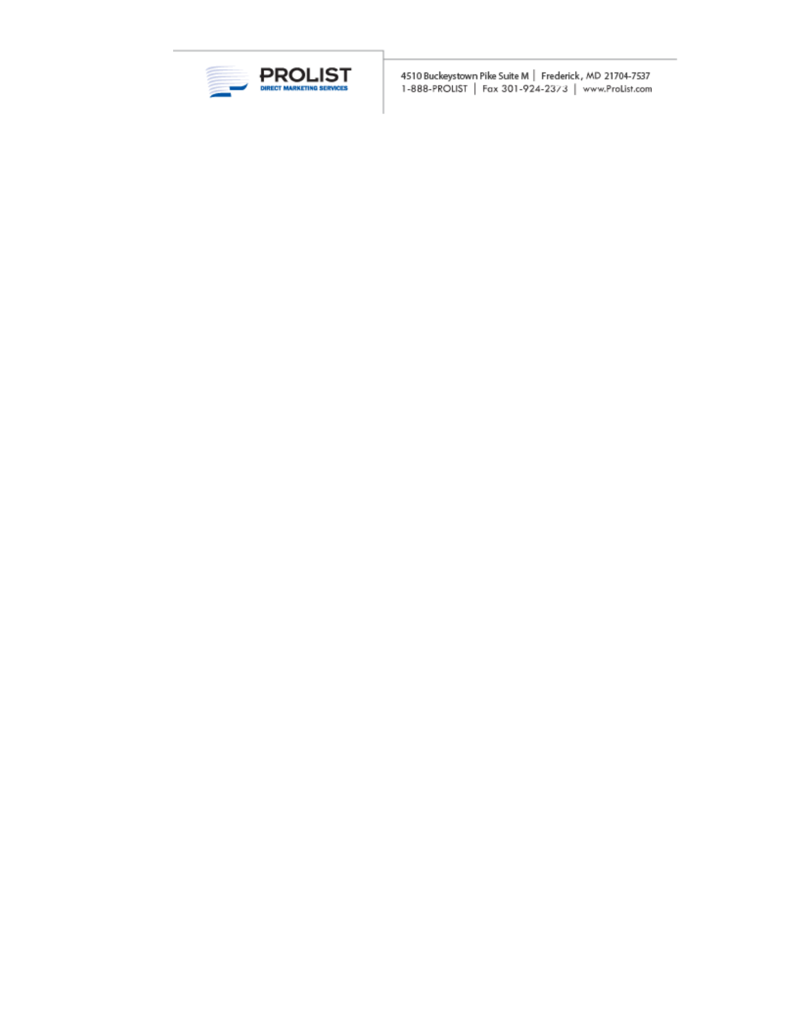**PROLIST**
DIRECT MARKETING SERVICES

4510 Buckeystown Pike Suite M | Frederick, MD 21704-7537
1-888-PROLIST | Fax 301-924-2373 | www.ProList.com